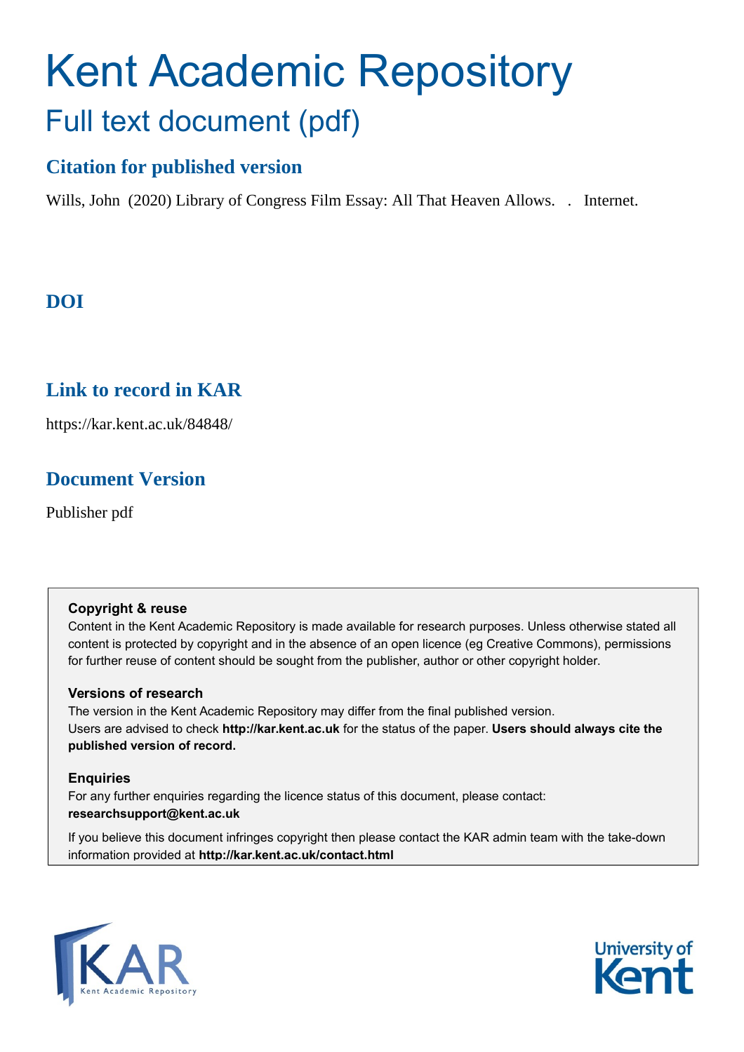# Kent Academic Repository

## Full text document (pdf)

### Citation for published version

Wills, John (2020) Library of Congress Film Essay: All That Heaven Allows. . Internet.

### DOI

### Link to record in KAR

https://kar.kent.ac.uk/84848/

### Document Version

Publisher pdf

**Copyright & reuse**
Content in the Kent Academic Repository is made available for research purposes. Unless otherwise stated all content is protected by copyright and in the absence of an open licence (eg Creative Commons), permissions for further reuse of content should be sought from the publisher, author or other copyright holder.

**Versions of research**
The version in the Kent Academic Repository may differ from the final published version.
Users are advised to check **http://kar.kent.ac.uk** for the status of the paper. **Users should always cite the published version of record.**

**Enquiries**
For any further enquiries regarding the licence status of this document, please contact:
**researchsupport@kent.ac.uk**

If you believe this document infringes copyright then please contact the KAR admin team with the take-down information provided at **http://kar.kent.ac.uk/contact.html**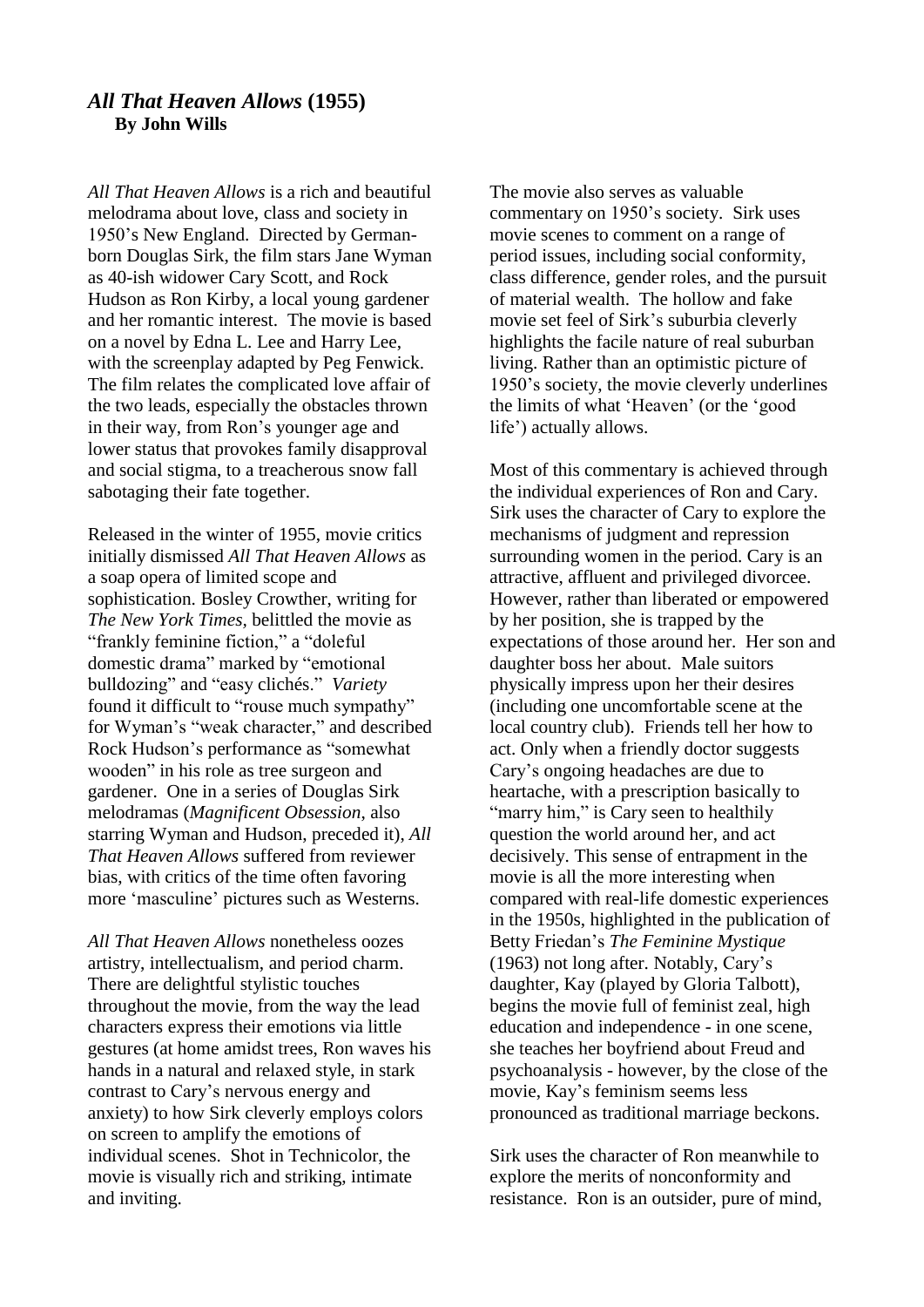## *All That Heaven Allows* (1955)

**By John Wills**

*All That Heaven Allows* is a rich and beautiful melodrama about love, class and society in 1950's New England. Directed by German-born Douglas Sirk, the film stars Jane Wyman as 40-ish widower Cary Scott, and Rock Hudson as Ron Kirby, a local young gardener and her romantic interest. The movie is based on a novel by Edna L. Lee and Harry Lee, with the screenplay adapted by Peg Fenwick. The film relates the complicated love affair of the two leads, especially the obstacles thrown in their way, from Ron's younger age and lower status that provokes family disapproval and social stigma, to a treacherous snow fall sabotaging their fate together.

Released in the winter of 1955, movie critics initially dismissed *All That Heaven Allows* as a soap opera of limited scope and sophistication. Bosley Crowther, writing for *The New York Times,* belittled the movie as "frankly feminine fiction," a "doleful domestic drama" marked by "emotional bulldozing" and "easy clichés." *Variety* found it difficult to "rouse much sympathy" for Wyman's "weak character," and described Rock Hudson's performance as "somewhat wooden" in his role as tree surgeon and gardener. One in a series of Douglas Sirk melodramas (*Magnificent Obsession*, also starring Wyman and Hudson, preceded it), *All That Heaven Allows* suffered from reviewer bias, with critics of the time often favoring more 'masculine' pictures such as Westerns.

*All That Heaven Allows* nonetheless oozes artistry, intellectualism, and period charm. There are delightful stylistic touches throughout the movie, from the way the lead characters express their emotions via little gestures (at home amidst trees, Ron waves his hands in a natural and relaxed style, in stark contrast to Cary's nervous energy and anxiety) to how Sirk cleverly employs colors on screen to amplify the emotions of individual scenes. Shot in Technicolor, the movie is visually rich and striking, intimate and inviting.

The movie also serves as valuable commentary on 1950's society. Sirk uses movie scenes to comment on a range of period issues, including social conformity, class difference, gender roles, and the pursuit of material wealth. The hollow and fake movie set feel of Sirk's suburbia cleverly highlights the facile nature of real suburban living. Rather than an optimistic picture of 1950's society, the movie cleverly underlines the limits of what 'Heaven' (or the 'good life') actually allows.

Most of this commentary is achieved through the individual experiences of Ron and Cary. Sirk uses the character of Cary to explore the mechanisms of judgment and repression surrounding women in the period. Cary is an attractive, affluent and privileged divorcee. However, rather than liberated or empowered by her position, she is trapped by the expectations of those around her. Her son and daughter boss her about. Male suitors physically impress upon her their desires (including one uncomfortable scene at the local country club). Friends tell her how to act. Only when a friendly doctor suggests Cary's ongoing headaches are due to heartache, with a prescription basically to "marry him," is Cary seen to healthily question the world around her, and act decisively. This sense of entrapment in the movie is all the more interesting when compared with real-life domestic experiences in the 1950s, highlighted in the publication of Betty Friedan's *The Feminine Mystique* (1963) not long after. Notably, Cary's daughter, Kay (played by Gloria Talbott), begins the movie full of feminist zeal, high education and independence - in one scene, she teaches her boyfriend about Freud and psychoanalysis - however, by the close of the movie, Kay's feminism seems less pronounced as traditional marriage beckons.

Sirk uses the character of Ron meanwhile to explore the merits of nonconformity and resistance. Ron is an outsider, pure of mind,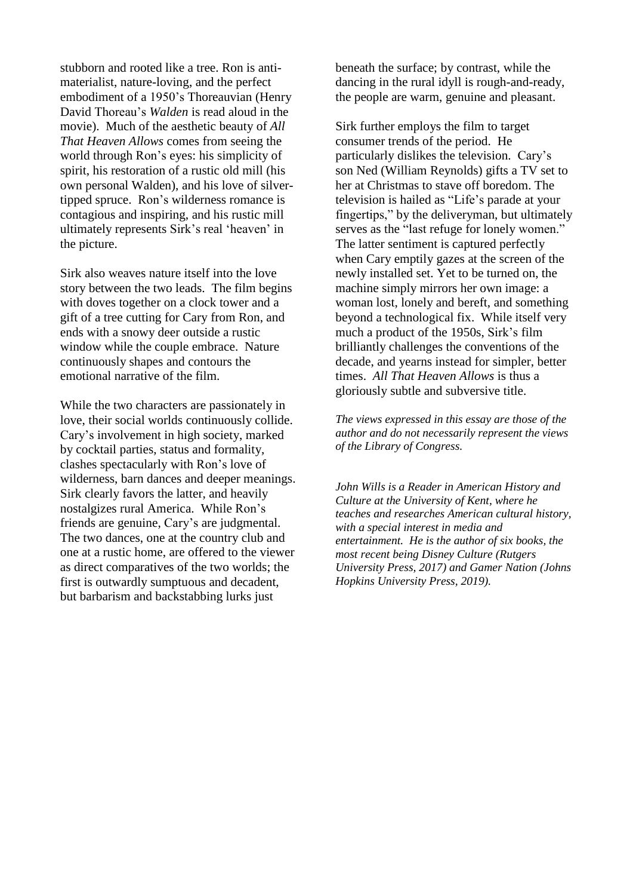stubborn and rooted like a tree. Ron is anti-materialist, nature-loving, and the perfect embodiment of a 1950's Thoreauvian (Henry David Thoreau's *Walden* is read aloud in the movie). Much of the aesthetic beauty of *All That Heaven Allows* comes from seeing the world through Ron's eyes: his simplicity of spirit, his restoration of a rustic old mill (his own personal Walden), and his love of silver-tipped spruce. Ron's wilderness romance is contagious and inspiring, and his rustic mill ultimately represents Sirk's real 'heaven' in the picture.

Sirk also weaves nature itself into the love story between the two leads. The film begins with doves together on a clock tower and a gift of a tree cutting for Cary from Ron, and ends with a snowy deer outside a rustic window while the couple embrace. Nature continuously shapes and contours the emotional narrative of the film.

While the two characters are passionately in love, their social worlds continuously collide. Cary's involvement in high society, marked by cocktail parties, status and formality, clashes spectacularly with Ron's love of wilderness, barn dances and deeper meanings. Sirk clearly favors the latter, and heavily nostalgizes rural America. While Ron's friends are genuine, Cary's are judgmental. The two dances, one at the country club and one at a rustic home, are offered to the viewer as direct comparatives of the two worlds; the first is outwardly sumptuous and decadent, but barbarism and backstabbing lurks just beneath the surface; by contrast, while the dancing in the rural idyll is rough-and-ready, the people are warm, genuine and pleasant.

Sirk further employs the film to target consumer trends of the period. He particularly dislikes the television. Cary's son Ned (William Reynolds) gifts a TV set to her at Christmas to stave off boredom. The television is hailed as "Life's parade at your fingertips," by the deliveryman, but ultimately serves as the "last refuge for lonely women." The latter sentiment is captured perfectly when Cary emptily gazes at the screen of the newly installed set. Yet to be turned on, the machine simply mirrors her own image: a woman lost, lonely and bereft, and something beyond a technological fix. While itself very much a product of the 1950s, Sirk's film brilliantly challenges the conventions of the decade, and yearns instead for simpler, better times. *All That Heaven Allows* is thus a gloriously subtle and subversive title.

*The views expressed in this essay are those of the author and do not necessarily represent the views of the Library of Congress.*

*John Wills is a Reader in American History and Culture at the University of Kent, where he teaches and researches American cultural history, with a special interest in media and entertainment. He is the author of six books, the most recent being Disney Culture (Rutgers University Press, 2017) and Gamer Nation (Johns Hopkins University Press, 2019).*